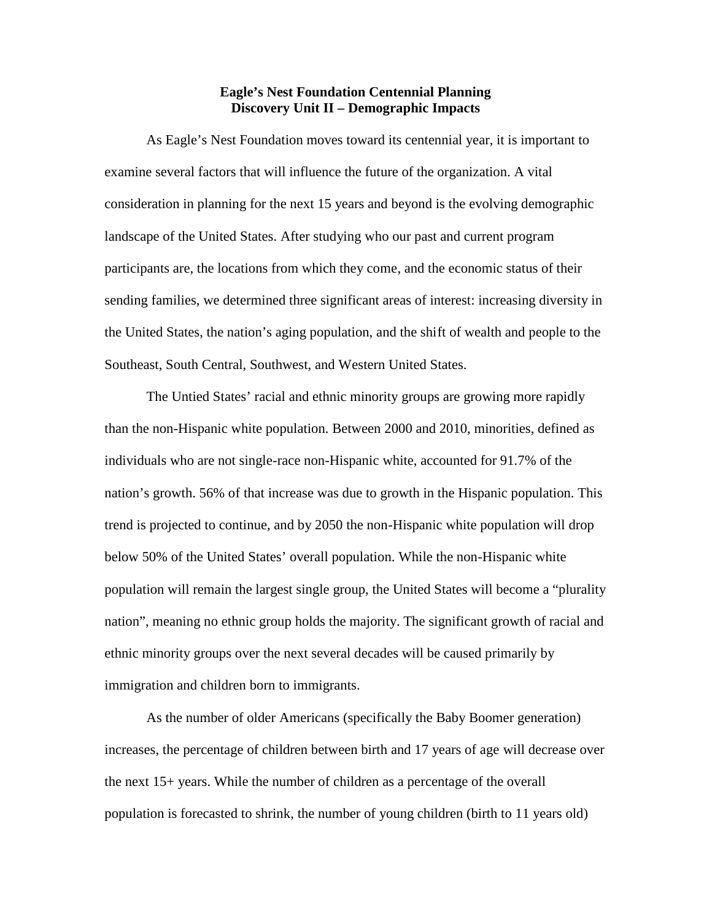**Eagle's Nest Foundation Centennial Planning**
**Discovery Unit II – Demographic Impacts**

As Eagle's Nest Foundation moves toward its centennial year, it is important to examine several factors that will influence the future of the organization. A vital consideration in planning for the next 15 years and beyond is the evolving demographic landscape of the United States. After studying who our past and current program participants are, the locations from which they come, and the economic status of their sending families, we determined three significant areas of interest: increasing diversity in the United States, the nation's aging population, and the shift of wealth and people to the Southeast, South Central, Southwest, and Western United States.

The Untied States' racial and ethnic minority groups are growing more rapidly than the non-Hispanic white population. Between 2000 and 2010, minorities, defined as individuals who are not single-race non-Hispanic white, accounted for 91.7% of the nation's growth. 56% of that increase was due to growth in the Hispanic population. This trend is projected to continue, and by 2050 the non-Hispanic white population will drop below 50% of the United States' overall population. While the non-Hispanic white population will remain the largest single group, the United States will become a "plurality nation", meaning no ethnic group holds the majority. The significant growth of racial and ethnic minority groups over the next several decades will be caused primarily by immigration and children born to immigrants.

As the number of older Americans (specifically the Baby Boomer generation) increases, the percentage of children between birth and 17 years of age will decrease over the next 15+ years. While the number of children as a percentage of the overall population is forecasted to shrink, the number of young children (birth to 11 years old)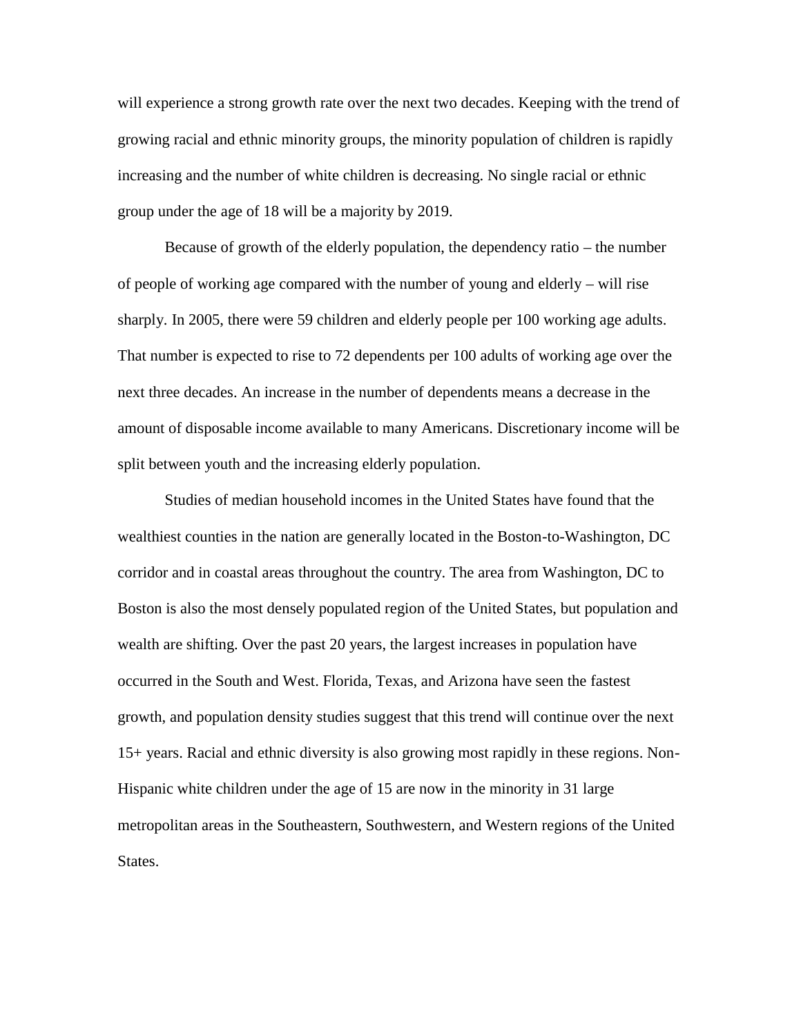will experience a strong growth rate over the next two decades. Keeping with the trend of growing racial and ethnic minority groups, the minority population of children is rapidly increasing and the number of white children is decreasing. No single racial or ethnic group under the age of 18 will be a majority by 2019.

Because of growth of the elderly population, the dependency ratio – the number of people of working age compared with the number of young and elderly – will rise sharply. In 2005, there were 59 children and elderly people per 100 working age adults. That number is expected to rise to 72 dependents per 100 adults of working age over the next three decades. An increase in the number of dependents means a decrease in the amount of disposable income available to many Americans. Discretionary income will be split between youth and the increasing elderly population.

Studies of median household incomes in the United States have found that the wealthiest counties in the nation are generally located in the Boston-to-Washington, DC corridor and in coastal areas throughout the country. The area from Washington, DC to Boston is also the most densely populated region of the United States, but population and wealth are shifting. Over the past 20 years, the largest increases in population have occurred in the South and West. Florida, Texas, and Arizona have seen the fastest growth, and population density studies suggest that this trend will continue over the next 15+ years. Racial and ethnic diversity is also growing most rapidly in these regions. Non-Hispanic white children under the age of 15 are now in the minority in 31 large metropolitan areas in the Southeastern, Southwestern, and Western regions of the United States.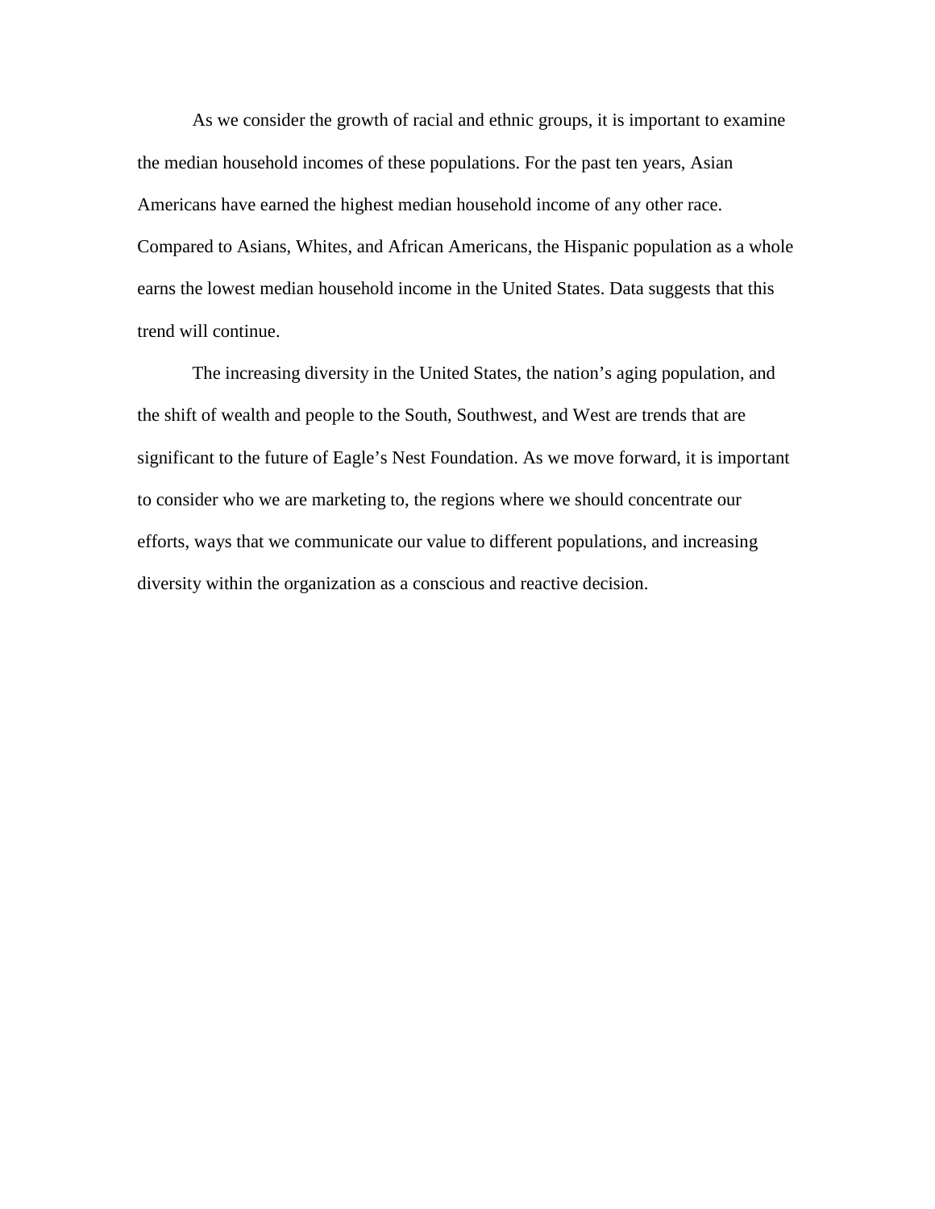As we consider the growth of racial and ethnic groups, it is important to examine the median household incomes of these populations. For the past ten years, Asian Americans have earned the highest median household income of any other race. Compared to Asians, Whites, and African Americans, the Hispanic population as a whole earns the lowest median household income in the United States. Data suggests that this trend will continue.

The increasing diversity in the United States, the nation's aging population, and the shift of wealth and people to the South, Southwest, and West are trends that are significant to the future of Eagle's Nest Foundation. As we move forward, it is important to consider who we are marketing to, the regions where we should concentrate our efforts, ways that we communicate our value to different populations, and increasing diversity within the organization as a conscious and reactive decision.